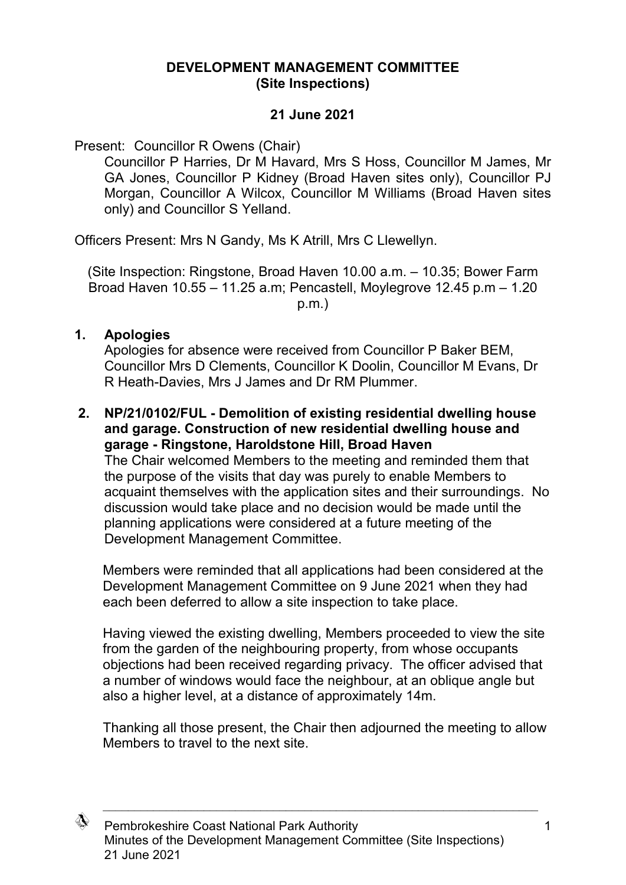# DEVELOPMENT MANAGEMENT COMMITTEE
## (Site Inspections)

**21 June 2021**

Present: Councillor R Owens (Chair)
Councillor P Harries, Dr M Havard, Mrs S Hoss, Councillor M James, Mr GA Jones, Councillor P Kidney (Broad Haven sites only), Councillor PJ Morgan, Councillor A Wilcox, Councillor M Williams (Broad Haven sites only) and Councillor S Yelland.

Officers Present: Mrs N Gandy, Ms K Atrill, Mrs C Llewellyn.

(Site Inspection: Ringstone, Broad Haven 10.00 a.m. – 10.35; Bower Farm Broad Haven 10.55 – 11.25 a.m; Pencastell, Moylegrove 12.45 p.m – 1.20 p.m.)

**1. Apologies**

Apologies for absence were received from Councillor P Baker BEM, Councillor Mrs D Clements, Councillor K Doolin, Councillor M Evans, Dr R Heath-Davies, Mrs J James and Dr RM Plummer.

**2. NP/21/0102/FUL - Demolition of existing residential dwelling house and garage. Construction of new residential dwelling house and garage - Ringstone, Haroldstone Hill, Broad Haven**

The Chair welcomed Members to the meeting and reminded them that the purpose of the visits that day was purely to enable Members to acquaint themselves with the application sites and their surroundings. No discussion would take place and no decision would be made until the planning applications were considered at a future meeting of the Development Management Committee.

Members were reminded that all applications had been considered at the Development Management Committee on 9 June 2021 when they had each been deferred to allow a site inspection to take place.

Having viewed the existing dwelling, Members proceeded to view the site from the garden of the neighbouring property, from whose occupants objections had been received regarding privacy. The officer advised that a number of windows would face the neighbour, at an oblique angle but also a higher level, at a distance of approximately 14m.

Thanking all those present, the Chair then adjourned the meeting to allow Members to travel to the next site.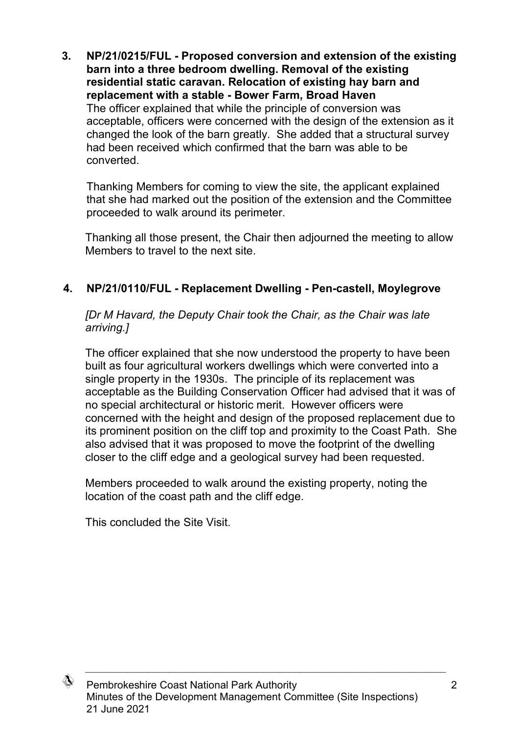**3. NP/21/0215/FUL - Proposed conversion and extension of the existing barn into a three bedroom dwelling. Removal of the existing residential static caravan. Relocation of existing hay barn and replacement with a stable - Bower Farm, Broad Haven**

The officer explained that while the principle of conversion was acceptable, officers were concerned with the design of the extension as it changed the look of the barn greatly. She added that a structural survey had been received which confirmed that the barn was able to be converted.

Thanking Members for coming to view the site, the applicant explained that she had marked out the position of the extension and the Committee proceeded to walk around its perimeter.

Thanking all those present, the Chair then adjourned the meeting to allow Members to travel to the next site.

**4. NP/21/0110/FUL - Replacement Dwelling - Pen-castell, Moylegrove**

*[Dr M Havard, the Deputy Chair took the Chair, as the Chair was late arriving.]*

The officer explained that she now understood the property to have been built as four agricultural workers dwellings which were converted into a single property in the 1930s. The principle of its replacement was acceptable as the Building Conservation Officer had advised that it was of no special architectural or historic merit. However officers were concerned with the height and design of the proposed replacement due to its prominent position on the cliff top and proximity to the Coast Path. She also advised that it was proposed to move the footprint of the dwelling closer to the cliff edge and a geological survey had been requested.

Members proceeded to walk around the existing property, noting the location of the coast path and the cliff edge.

This concluded the Site Visit.